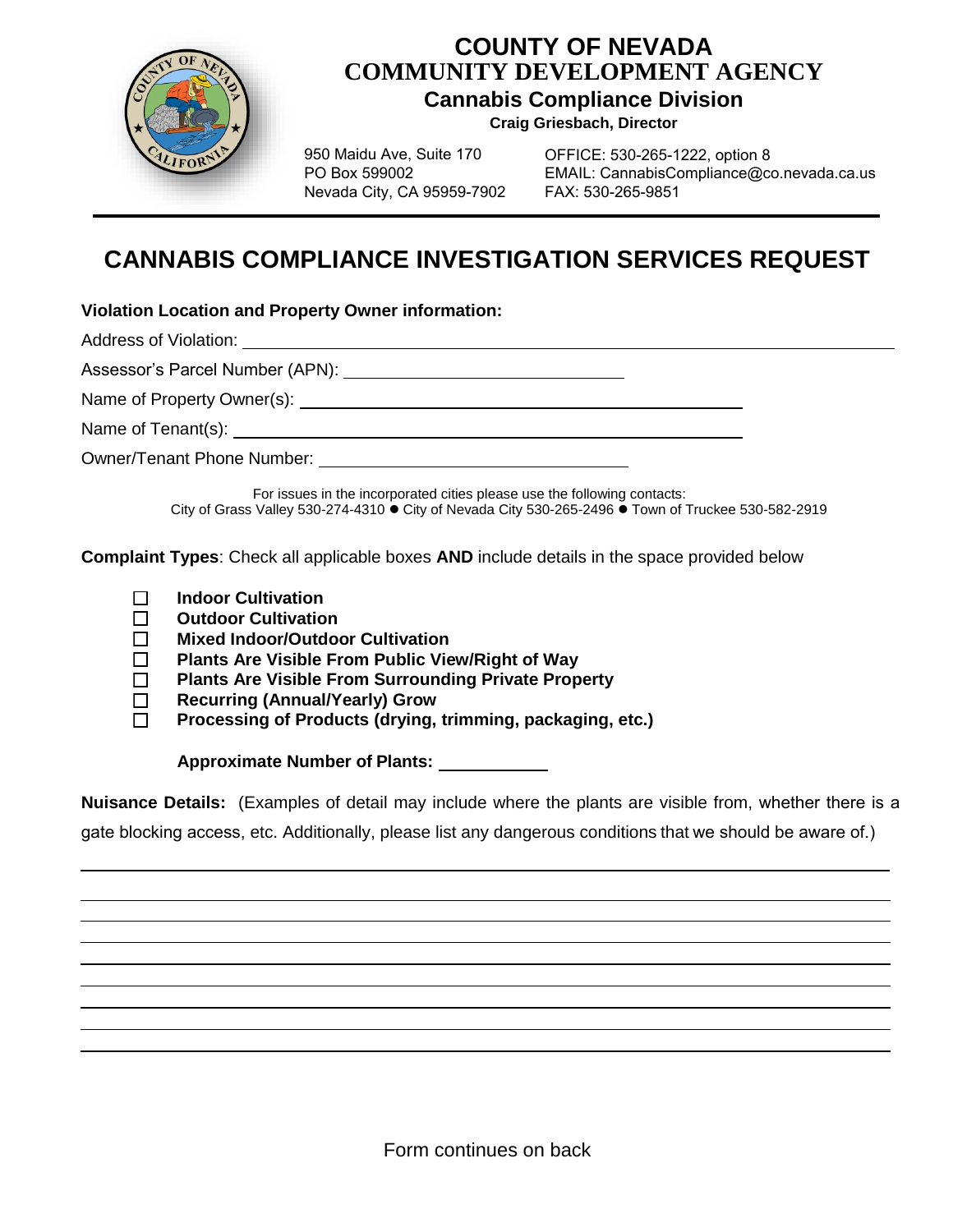# COUNTY OF NEVADA
## COMMUNITY DEVELOPMENT AGENCY
### Cannabis Compliance Division
**Craig Griesbach, Director**

950 Maidu Ave, Suite 170
PO Box 599002
Nevada City, CA 95959-7902

OFFICE: 530-265-1222, option 8
EMAIL: CannabisCompliance@co.nevada.ca.us
FAX: 530-265-9851

# CANNABIS COMPLIANCE INVESTIGATION SERVICES REQUEST

**Violation Location and Property Owner information:**

Address of Violation: ______________________________

Assessor's Parcel Number (APN): ______________________________

Name of Property Owner(s): ______________________________

Name of Tenant(s): ______________________________

Owner/Tenant Phone Number: ______________________________

For issues in the incorporated cities please use the following contacts:
City of Grass Valley 530-274-4310 ● City of Nevada City 530-265-2496 ● Town of Truckee 530-582-2919

**Complaint Types**: Check all applicable boxes **AND** include details in the space provided below

- ☐ **Indoor Cultivation**
- ☐ **Outdoor Cultivation**
- ☐ **Mixed Indoor/Outdoor Cultivation**
- ☐ **Plants Are Visible From Public View/Right of Way**
- ☐ **Plants Are Visible From Surrounding Private Property**
- ☐ **Recurring (Annual/Yearly) Grow**
- ☐ **Processing of Products (drying, trimming, packaging, etc.)**

**Approximate Number of Plants:** ____________

**Nuisance Details:** (Examples of detail may include where the plants are visible from, whether there is a gate blocking access, etc. Additionally, please list any dangerous conditions that we should be aware of.)

______________________________

______________________________

______________________________

______________________________

______________________________

______________________________

______________________________

______________________________

______________________________

Form continues on back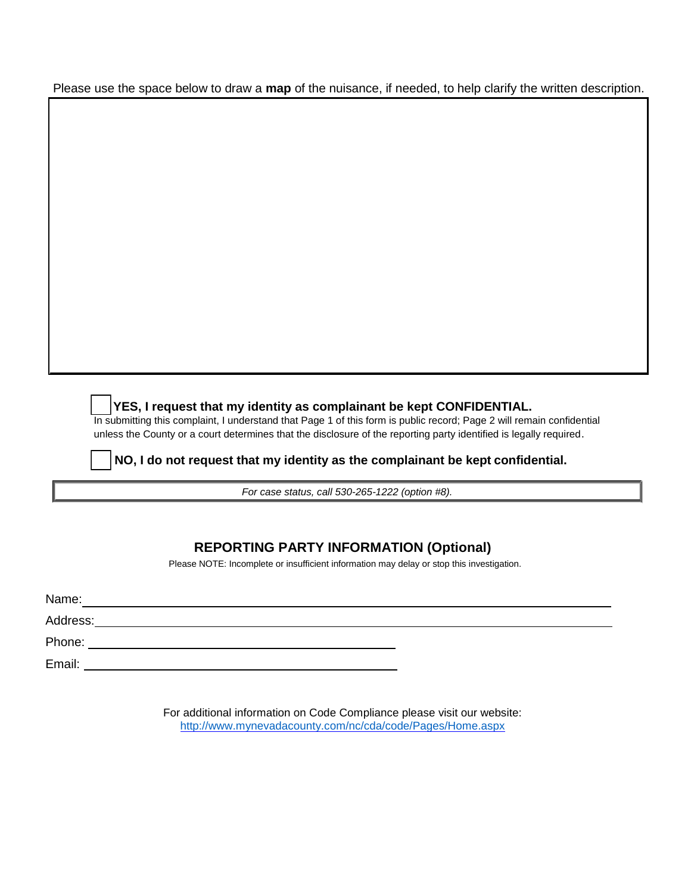Please use the space below to draw a **map** of the nuisance, if needed, to help clarify the written description.

☐ **YES, I request that my identity as complainant be kept CONFIDENTIAL.**
In submitting this complaint, I understand that Page 1 of this form is public record; Page 2 will remain confidential unless the County or a court determines that the disclosure of the reporting party identified is legally required.

☐ **NO, I do not request that my identity as the complainant be kept confidential.**

*For case status, call 530-265-1222 (option #8).*

## REPORTING PARTY INFORMATION (Optional)

Please NOTE: Incomplete or insufficient information may delay or stop this investigation.

Name: ______________________________

Address: ______________________________

Phone: ______________________________

Email: ______________________________

For additional information on Code Compliance please visit our website:
http://www.mynevadacounty.com/nc/cda/code/Pages/Home.aspx